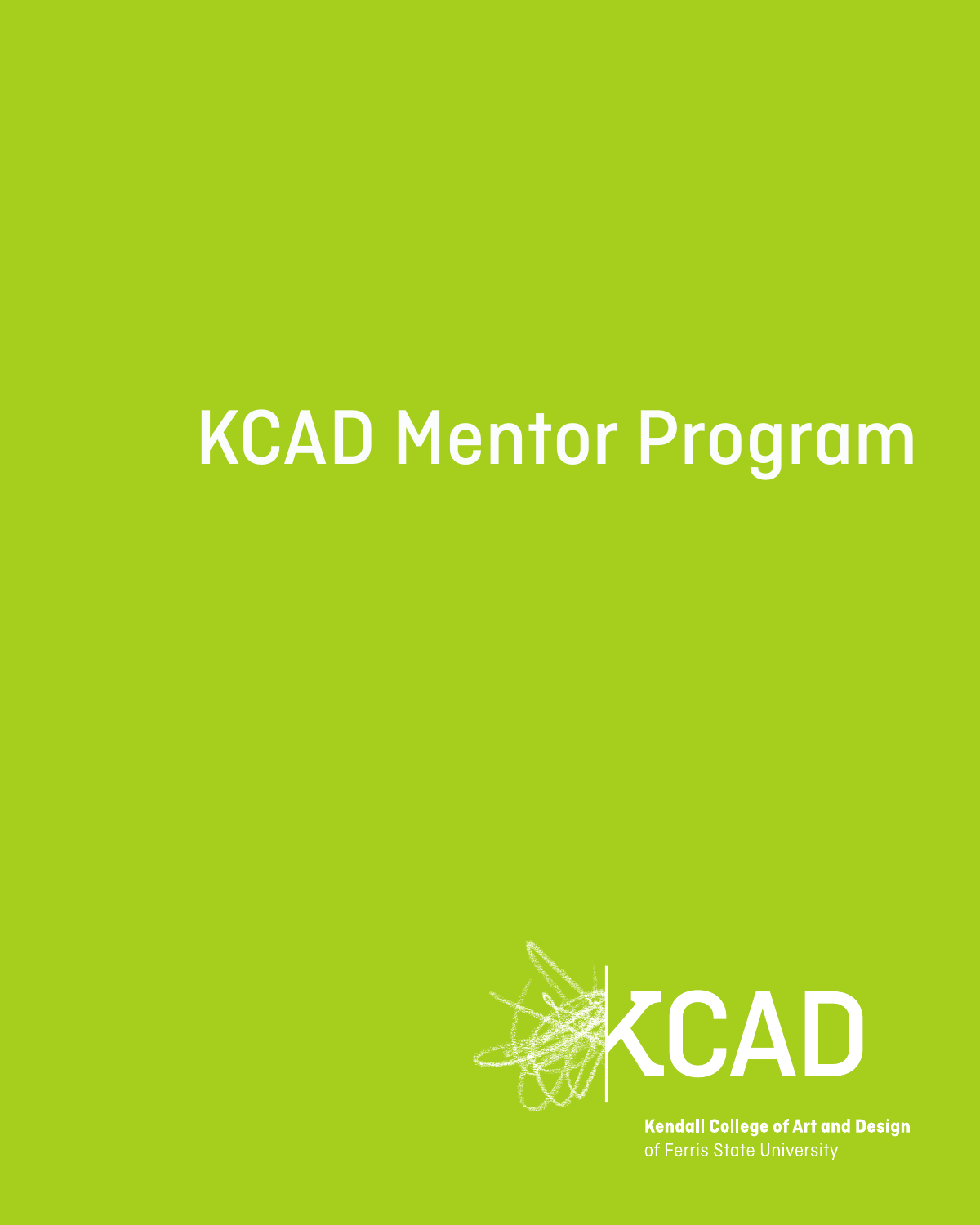# KCAD Mentor Program

KCAD

**Kendall College of Art and Design**
of Ferris State University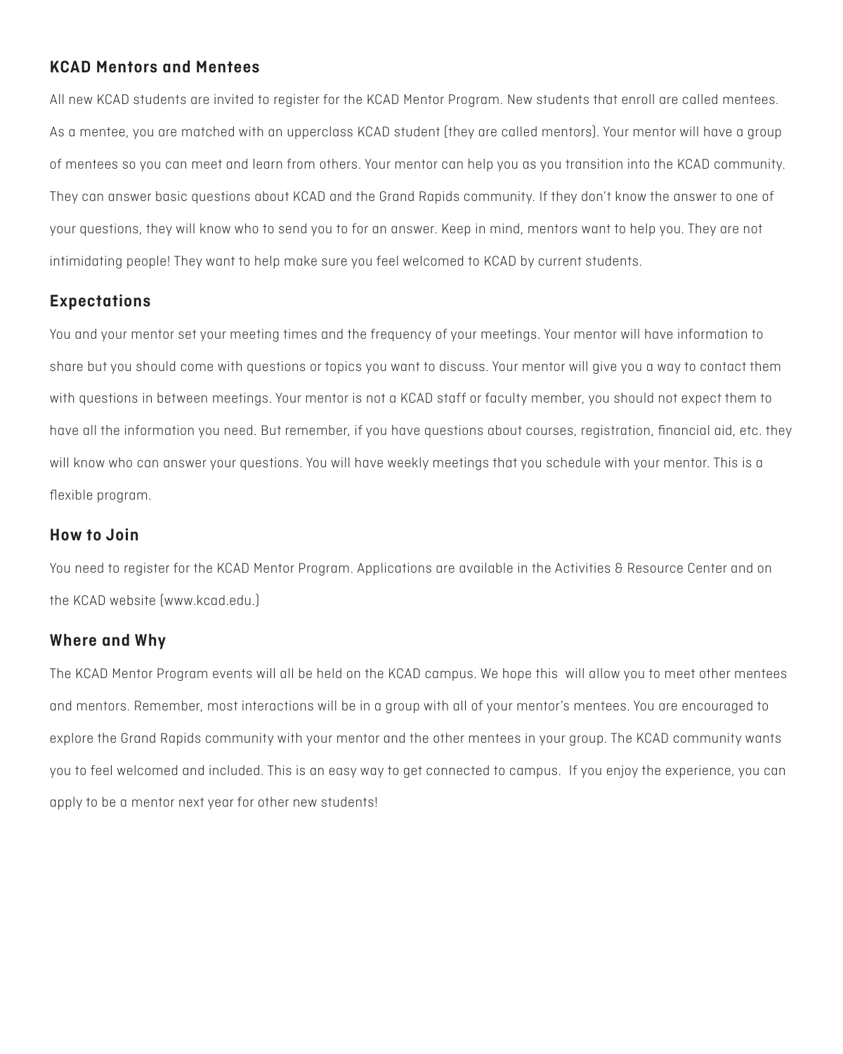## KCAD Mentors and Mentees

All new KCAD students are invited to register for the KCAD Mentor Program. New students that enroll are called mentees. As a mentee, you are matched with an upperclass KCAD student (they are called mentors). Your mentor will have a group of mentees so you can meet and learn from others. Your mentor can help you as you transition into the KCAD community. They can answer basic questions about KCAD and the Grand Rapids community. If they don't know the answer to one of your questions, they will know who to send you to for an answer. Keep in mind, mentors want to help you. They are not intimidating people! They want to help make sure you feel welcomed to KCAD by current students.

## Expectations

You and your mentor set your meeting times and the frequency of your meetings. Your mentor will have information to share but you should come with questions or topics you want to discuss. Your mentor will give you a way to contact them with questions in between meetings. Your mentor is not a KCAD staff or faculty member, you should not expect them to have all the information you need. But remember, if you have questions about courses, registration, financial aid, etc. they will know who can answer your questions. You will have weekly meetings that you schedule with your mentor. This is a flexible program.

## How to Join

You need to register for the KCAD Mentor Program. Applications are available in the Activities & Resource Center and on the KCAD website (www.kcad.edu.)

## Where and Why

The KCAD Mentor Program events will all be held on the KCAD campus. We hope this will allow you to meet other mentees and mentors. Remember, most interactions will be in a group with all of your mentor's mentees. You are encouraged to explore the Grand Rapids community with your mentor and the other mentees in your group. The KCAD community wants you to feel welcomed and included. This is an easy way to get connected to campus. If you enjoy the experience, you can apply to be a mentor next year for other new students!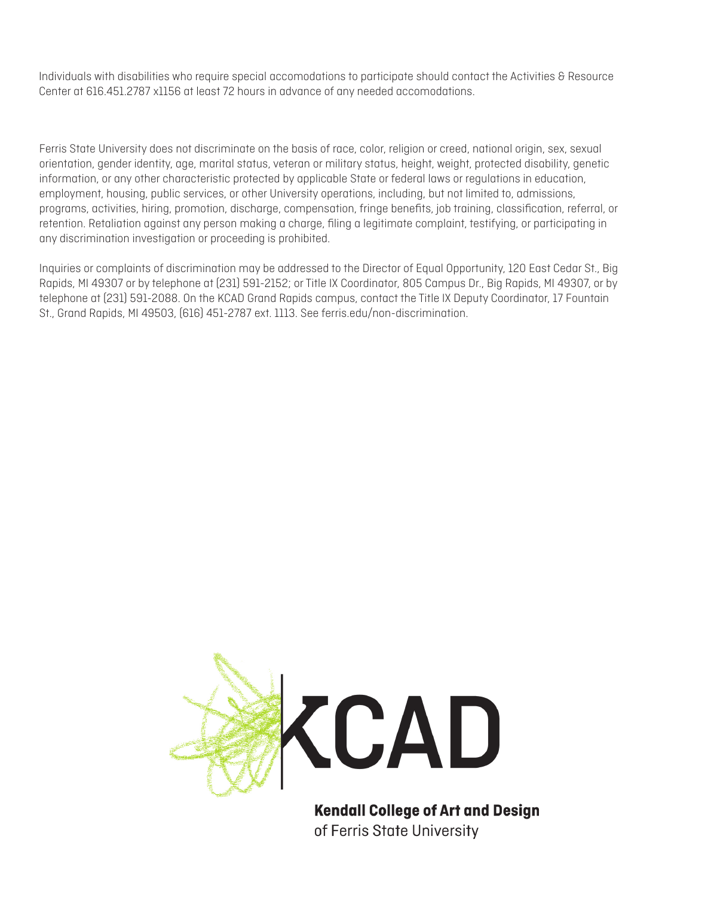Individuals with disabilities who require special accomodations to participate should contact the Activities & Resource Center at 616.451.2787 x1156 at least 72 hours in advance of any needed accomodations.

Ferris State University does not discriminate on the basis of race, color, religion or creed, national origin, sex, sexual orientation, gender identity, age, marital status, veteran or military status, height, weight, protected disability, genetic information, or any other characteristic protected by applicable State or federal laws or regulations in education, employment, housing, public services, or other University operations, including, but not limited to, admissions, programs, activities, hiring, promotion, discharge, compensation, fringe benefits, job training, classification, referral, or retention. Retaliation against any person making a charge, filing a legitimate complaint, testifying, or participating in any discrimination investigation or proceeding is prohibited.

Inquiries or complaints of discrimination may be addressed to the Director of Equal Opportunity, 120 East Cedar St., Big Rapids, MI 49307 or by telephone at (231) 591-2152; or Title IX Coordinator, 805 Campus Dr., Big Rapids, MI 49307, or by telephone at (231) 591-2088. On the KCAD Grand Rapids campus, contact the Title IX Deputy Coordinator, 17 Fountain St., Grand Rapids, MI 49503, (616) 451-2787 ext. 1113. See ferris.edu/non-discrimination.

KCAD

**Kendall College of Art and Design**
of Ferris State University